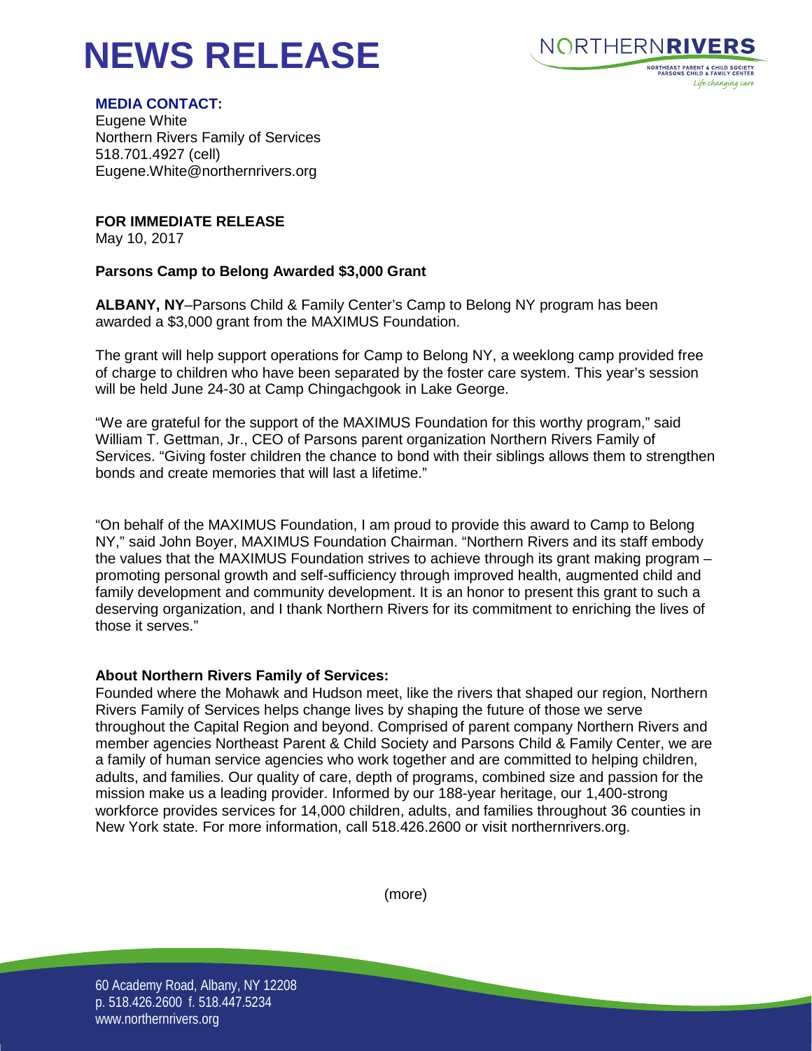# NEWS RELEASE

NORTHERNRIVERS
NORTHEAST PARENT & CHILD SOCIETY
PARSONS CHILD & FAMILY CENTER
*Life changing care*

**MEDIA CONTACT:**
Eugene White
Northern Rivers Family of Services
518.701.4927 (cell)
Eugene.White@northernrivers.org

**FOR IMMEDIATE RELEASE**
May 10, 2017

**Parsons Camp to Belong Awarded $3,000 Grant**

**ALBANY, NY**–Parsons Child & Family Center's Camp to Belong NY program has been awarded a $3,000 grant from the MAXIMUS Foundation.

The grant will help support operations for Camp to Belong NY, a weeklong camp provided free of charge to children who have been separated by the foster care system. This year's session will be held June 24-30 at Camp Chingachgook in Lake George.

"We are grateful for the support of the MAXIMUS Foundation for this worthy program," said William T. Gettman, Jr., CEO of Parsons parent organization Northern Rivers Family of Services. "Giving foster children the chance to bond with their siblings allows them to strengthen bonds and create memories that will last a lifetime."

"On behalf of the MAXIMUS Foundation, I am proud to provide this award to Camp to Belong NY," said John Boyer, MAXIMUS Foundation Chairman. "Northern Rivers and its staff embody the values that the MAXIMUS Foundation strives to achieve through its grant making program – promoting personal growth and self-sufficiency through improved health, augmented child and family development and community development. It is an honor to present this grant to such a deserving organization, and I thank Northern Rivers for its commitment to enriching the lives of those it serves."

**About Northern Rivers Family of Services:**
Founded where the Mohawk and Hudson meet, like the rivers that shaped our region, Northern Rivers Family of Services helps change lives by shaping the future of those we serve throughout the Capital Region and beyond. Comprised of parent company Northern Rivers and member agencies Northeast Parent & Child Society and Parsons Child & Family Center, we are a family of human service agencies who work together and are committed to helping children, adults, and families. Our quality of care, depth of programs, combined size and passion for the mission make us a leading provider. Informed by our 188-year heritage, our 1,400-strong workforce provides services for 14,000 children, adults, and families throughout 36 counties in New York state. For more information, call 518.426.2600 or visit northernrivers.org.

(more)

60 Academy Road, Albany, NY 12208
p. 518.426.2600 f. 518.447.5234
www.northernrivers.org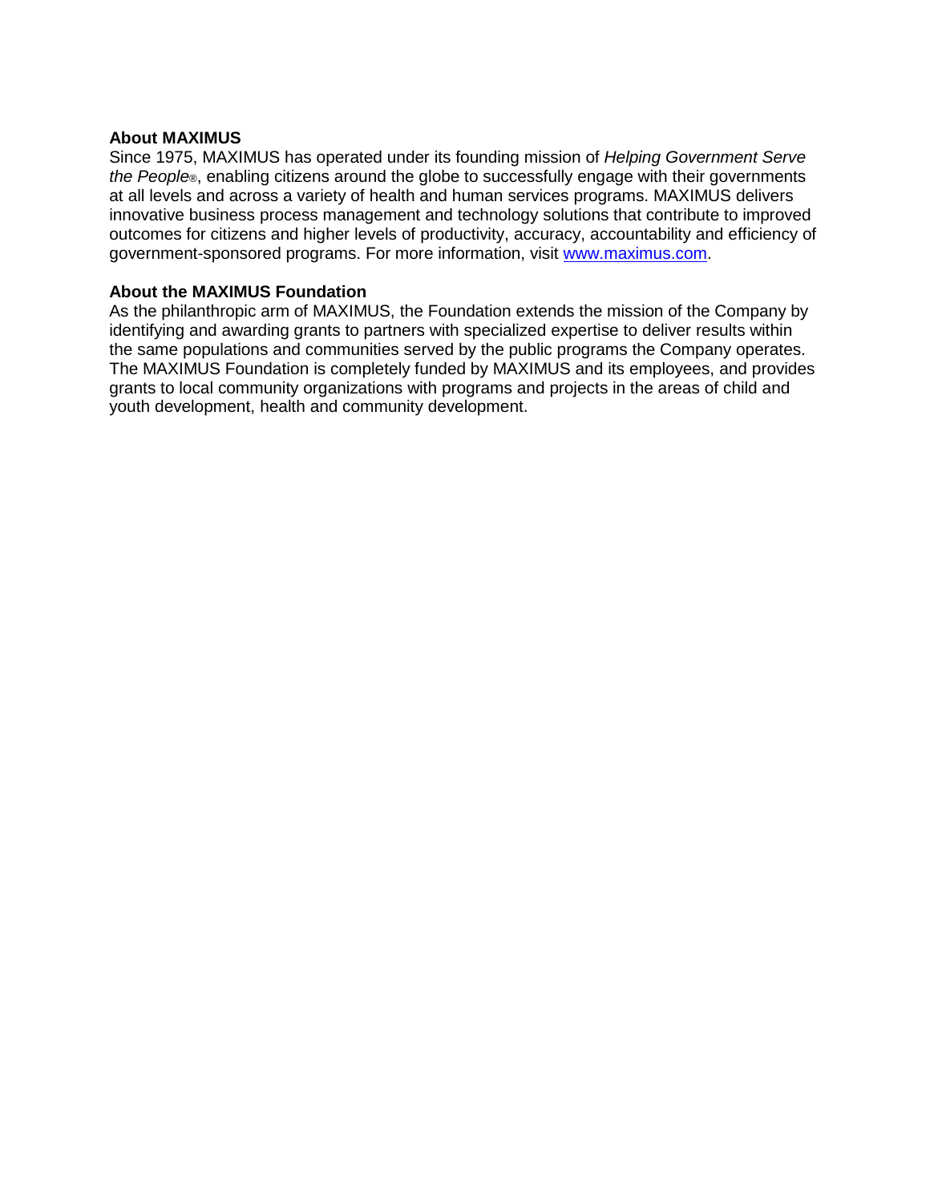**About MAXIMUS**

Since 1975, MAXIMUS has operated under its founding mission of *Helping Government Serve the People*®, enabling citizens around the globe to successfully engage with their governments at all levels and across a variety of health and human services programs. MAXIMUS delivers innovative business process management and technology solutions that contribute to improved outcomes for citizens and higher levels of productivity, accuracy, accountability and efficiency of government-sponsored programs. For more information, visit [www.maximus.com](http://www.maximus.com).

**About the MAXIMUS Foundation**

As the philanthropic arm of MAXIMUS, the Foundation extends the mission of the Company by identifying and awarding grants to partners with specialized expertise to deliver results within the same populations and communities served by the public programs the Company operates. The MAXIMUS Foundation is completely funded by MAXIMUS and its employees, and provides grants to local community organizations with programs and projects in the areas of child and youth development, health and community development.